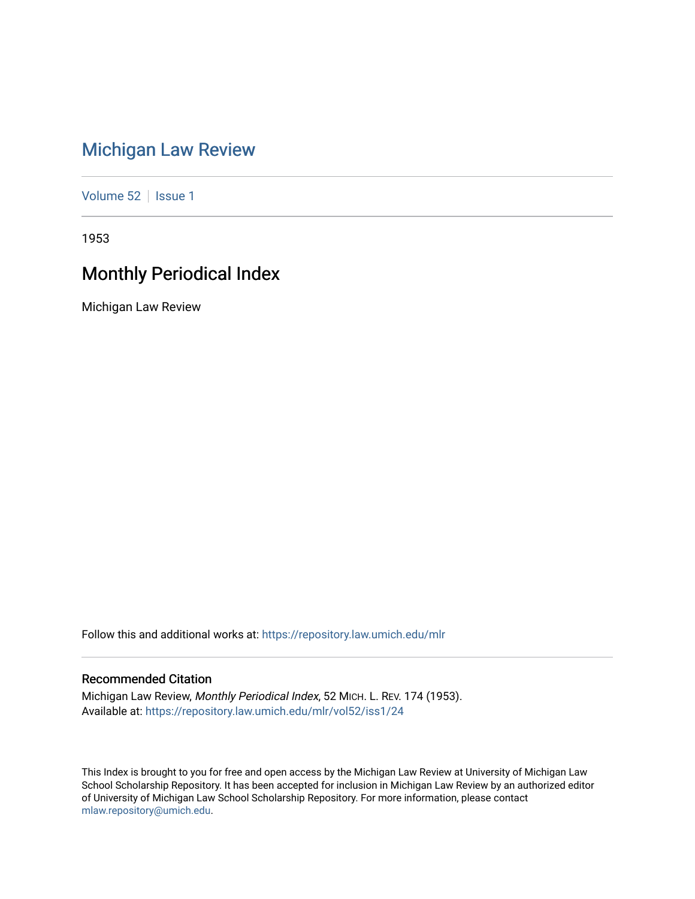# Michigan Law Review

Volume 52 | Issue 1

1953

## Monthly Periodical Index

Michigan Law Review

Follow this and additional works at: https://repository.law.umich.edu/mlr

### Recommended Citation

Michigan Law Review, *Monthly Periodical Index*, 52 MICH. L. REV. 174 (1953).
Available at: https://repository.law.umich.edu/mlr/vol52/iss1/24

This Index is brought to you for free and open access by the Michigan Law Review at University of Michigan Law School Scholarship Repository. It has been accepted for inclusion in Michigan Law Review by an authorized editor of University of Michigan Law School Scholarship Repository. For more information, please contact mlaw.repository@umich.edu.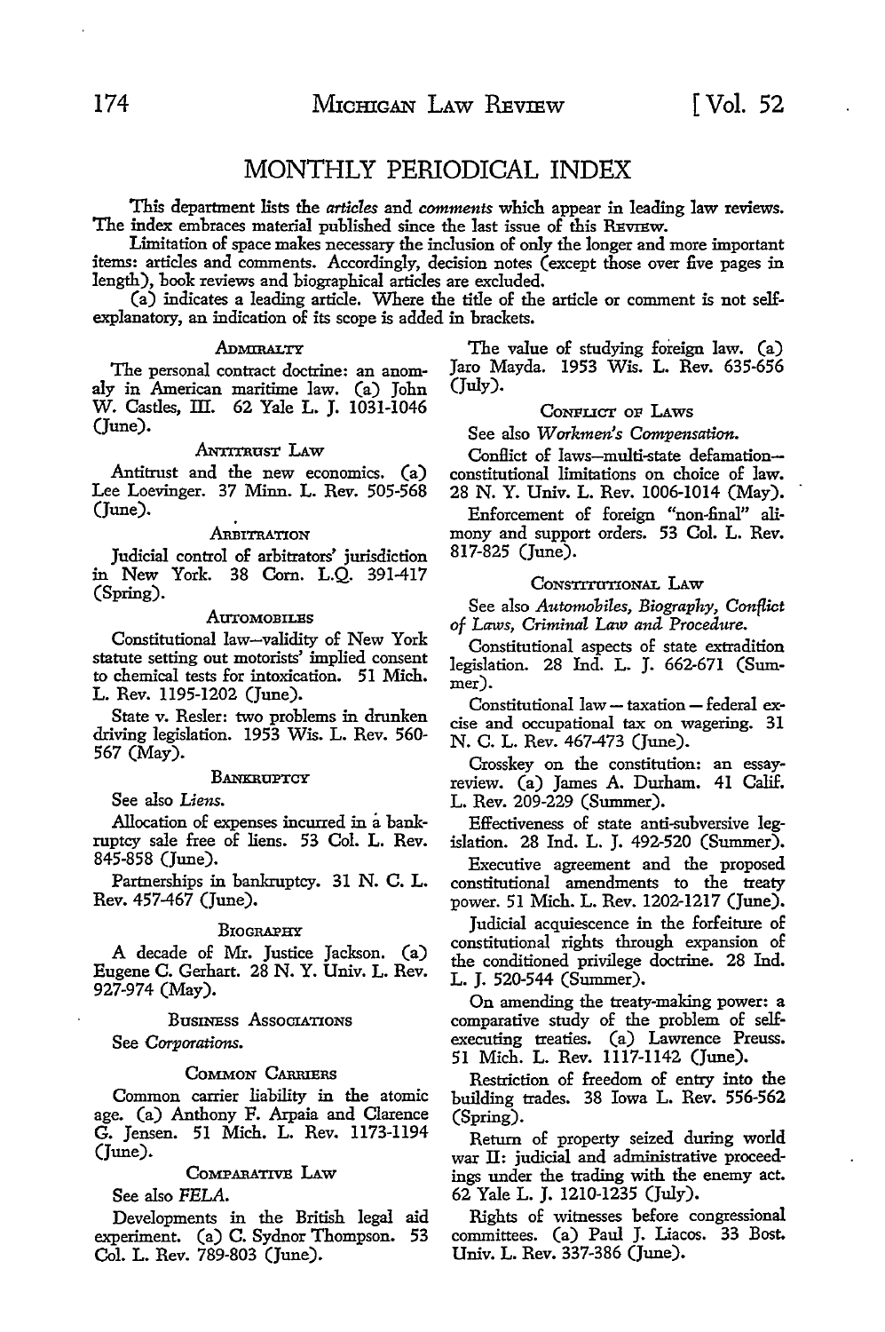# MONTHLY PERIODICAL INDEX

This department lists the *articles* and *comments* which appear in leading law reviews. The index embraces material published since the last issue of this REVIEW.

Limitation of space makes necessary the inclusion of only the longer and more important items: articles and comments. Accordingly, decision notes (except those over five pages in length), book reviews and biographical articles are excluded.

(a) indicates a leading article. Where the title of the article or comment is not self-explanatory, an indication of its scope is added in brackets.

### ADMIRALTY

The personal contract doctrine: an anomaly in American maritime law. (a) John W. Castles, III. 62 Yale L. J. 1031-1046 (June).

### ANTITRUST LAW

Antitrust and the new economics. (a) Lee Loevinger. 37 Minn. L. Rev. 505-568 (June).

### ARBITRATION

Judicial control of arbitrators' jurisdiction in New York. 38 Corn. L.Q. 391-417 (Spring).

### AUTOMOBILES

Constitutional law—validity of New York statute setting out motorists' implied consent to chemical tests for intoxication. 51 Mich. L. Rev. 1195-1202 (June).

State v. Resler: two problems in drunken driving legislation. 1953 Wis. L. Rev. 560-567 (May).

### BANKRUPTCY

See also *Liens.*

Allocation of expenses incurred in a bankruptcy sale free of liens. 53 Col. L. Rev. 845-858 (June).

Partnerships in bankruptcy. 31 N. C. L. Rev. 457-467 (June).

### BIOGRAPHY

A decade of Mr. Justice Jackson. (a) Eugene C. Gerhart. 28 N. Y. Univ. L. Rev. 927-974 (May).

### BUSINESS ASSOCIATIONS

See *Corporations.*

### COMMON CARRIERS

Common carrier liability in the atomic age. (a) Anthony F. Arpaia and Clarence G. Jensen. 51 Mich. L. Rev. 1173-1194 (June).

### COMPARATIVE LAW

See also *FELA.*

Developments in the British legal aid experiment. (a) C. Sydnor Thompson. 53 Col. L. Rev. 789-803 (June).

The value of studying foreign law. (a) Jaro Mayda. 1953 Wis. L. Rev. 635-656 (July).

### CONFLICT OF LAWS

See also *Workmen's Compensation.*

Conflict of laws—multi-state defamation—constitutional limitations on choice of law. 28 N. Y. Univ. L. Rev. 1006-1014 (May).

Enforcement of foreign "non-final" alimony and support orders. 53 Col. L. Rev. 817-825 (June).

### CONSTITUTIONAL LAW

See also *Automobiles, Biography, Conflict of Laws, Criminal Law and Procedure.*

Constitutional aspects of state extradition legislation. 28 Ind. L. J. 662-671 (Summer).

Constitutional law — taxation — federal excise and occupational tax on wagering. 31 N. C. L. Rev. 467-473 (June).

Crosskey on the constitution: an essay-review. (a) James A. Durham. 41 Calif. L. Rev. 209-229 (Summer).

Effectiveness of state anti-subversive legislation. 28 Ind. L. J. 492-520 (Summer).

Executive agreement and the proposed constitutional amendments to the treaty power. 51 Mich. L. Rev. 1202-1217 (June).

Judicial acquiescence in the forfeiture of constitutional rights through expansion of the conditioned privilege doctrine. 28 Ind. L. J. 520-544 (Summer).

On amending the treaty-making power: a comparative study of the problem of self-executing treaties. (a) Lawrence Preuss. 51 Mich. L. Rev. 1117-1142 (June).

Restriction of freedom of entry into the building trades. 38 Iowa L. Rev. 556-562 (Spring).

Return of property seized during world war II: judicial and administrative proceedings under the trading with the enemy act. 62 Yale L. J. 1210-1235 (July).

Rights of witnesses before congressional committees. (a) Paul J. Liacos. 33 Bost. Univ. L. Rev. 337-386 (June).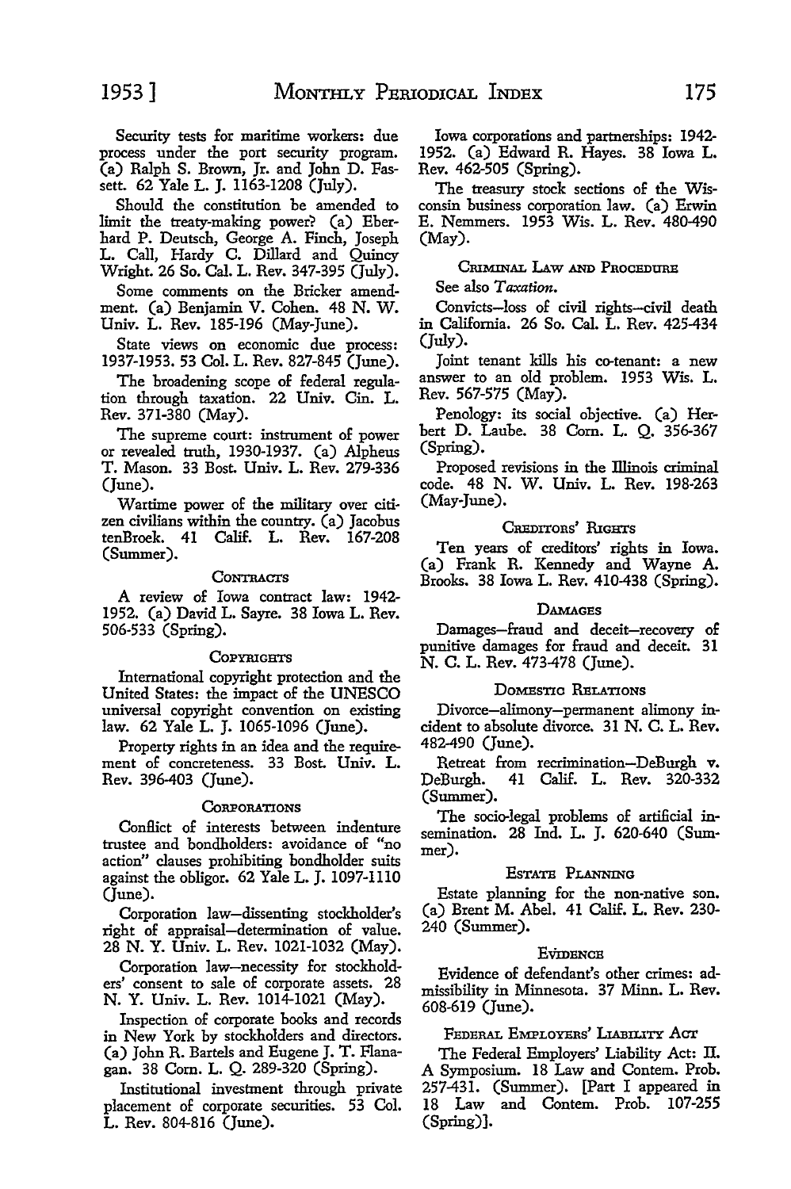Security tests for maritime workers: due process under the port security program. (a) Ralph S. Brown, Jr. and John D. Fassett. 62 Yale L. J. 1163-1208 (July).

Should the constitution be amended to limit the treaty-making power? (a) Eberhard P. Deutsch, George A. Finch, Joseph L. Call, Hardy C. Dillard and Quincy Wright. 26 So. Cal. L. Rev. 347-395 (July).

Some comments on the Bricker amendment. (a) Benjamin V. Cohen. 48 N. W. Univ. L. Rev. 185-196 (May-June).

State views on economic due process: 1937-1953. 53 Col. L. Rev. 827-845 (June).

The broadening scope of federal regulation through taxation. 22 Univ. Cin. L. Rev. 371-380 (May).

The supreme court: instrument of power or revealed truth, 1930-1937. (a) Alpheus T. Mason. 33 Bost. Univ. L. Rev. 279-336 (June).

Wartime power of the military over citizen civilians within the country. (a) Jacobus tenBroek. 41 Calif. L. Rev. 167-208 (Summer).

### Contracts

A review of Iowa contract law: 1942-1952. (a) David L. Sayre. 38 Iowa L. Rev. 506-533 (Spring).

### Copyrights

International copyright protection and the United States: the impact of the UNESCO universal copyright convention on existing law. 62 Yale L. J. 1065-1096 (June).

Property rights in an idea and the requirement of concreteness. 33 Bost. Univ. L. Rev. 396-403 (June).

### Corporations

Conflict of interests between indenture trustee and bondholders: avoidance of "no action" clauses prohibiting bondholder suits against the obligor. 62 Yale L. J. 1097-1110 (June).

Corporation law—dissenting stockholder's right of appraisal—determination of value. 28 N. Y. Univ. L. Rev. 1021-1032 (May).

Corporation law—necessity for stockholders' consent to sale of corporate assets. 28 N. Y. Univ. L. Rev. 1014-1021 (May).

Inspection of corporate books and records in New York by stockholders and directors. (a) John R. Bartels and Eugene J. T. Flanagan. 38 Corn. L. Q. 289-320 (Spring).

Institutional investment through private placement of corporate securities. 53 Col. L. Rev. 804-816 (June).

Iowa corporations and partnerships: 1942-1952. (a) Edward R. Hayes. 38 Iowa L. Rev. 462-505 (Spring).

The treasury stock sections of the Wisconsin business corporation law. (a) Erwin E. Nemmers. 1953 Wis. L. Rev. 480-490 (May).

### Criminal Law and Procedure

See also *Taxation.*

Convicts—loss of civil rights—civil death in California. 26 So. Cal. L. Rev. 425-434 (July).

Joint tenant kills his co-tenant: a new answer to an old problem. 1953 Wis. L. Rev. 567-575 (May).

Penology: its social objective. (a) Herbert D. Laube. 38 Corn. L. Q. 356-367 (Spring).

Proposed revisions in the Illinois criminal code. 48 N. W. Univ. L. Rev. 198-263 (May-June).

### Creditors' Rights

Ten years of creditors' rights in Iowa. (a) Frank R. Kennedy and Wayne A. Brooks. 38 Iowa L. Rev. 410-438 (Spring).

### Damages

Damages—fraud and deceit—recovery of punitive damages for fraud and deceit. 31 N. C. L. Rev. 473-478 (June).

### Domestic Relations

Divorce—alimony—permanent alimony incident to absolute divorce. 31 N. C. L. Rev. 482-490 (June).

Retreat from recrimination—DeBurgh v. DeBurgh. 41 Calif. L. Rev. 320-332 (Summer).

The socio-legal problems of artificial insemination. 28 Ind. L. J. 620-640 (Summer).

### Estate Planning

Estate planning for the non-native son. (a) Brent M. Abel. 41 Calif. L. Rev. 230-240 (Summer).

### Evidence

Evidence of defendant's other crimes: admissibility in Minnesota. 37 Minn. L. Rev. 608-619 (June).

### Federal Employers' Liability Act

The Federal Employers' Liability Act: II. A Symposium. 18 Law and Contem. Prob. 257-431. (Summer). [Part I appeared in 18 Law and Contem. Prob. 107-255 (Spring)].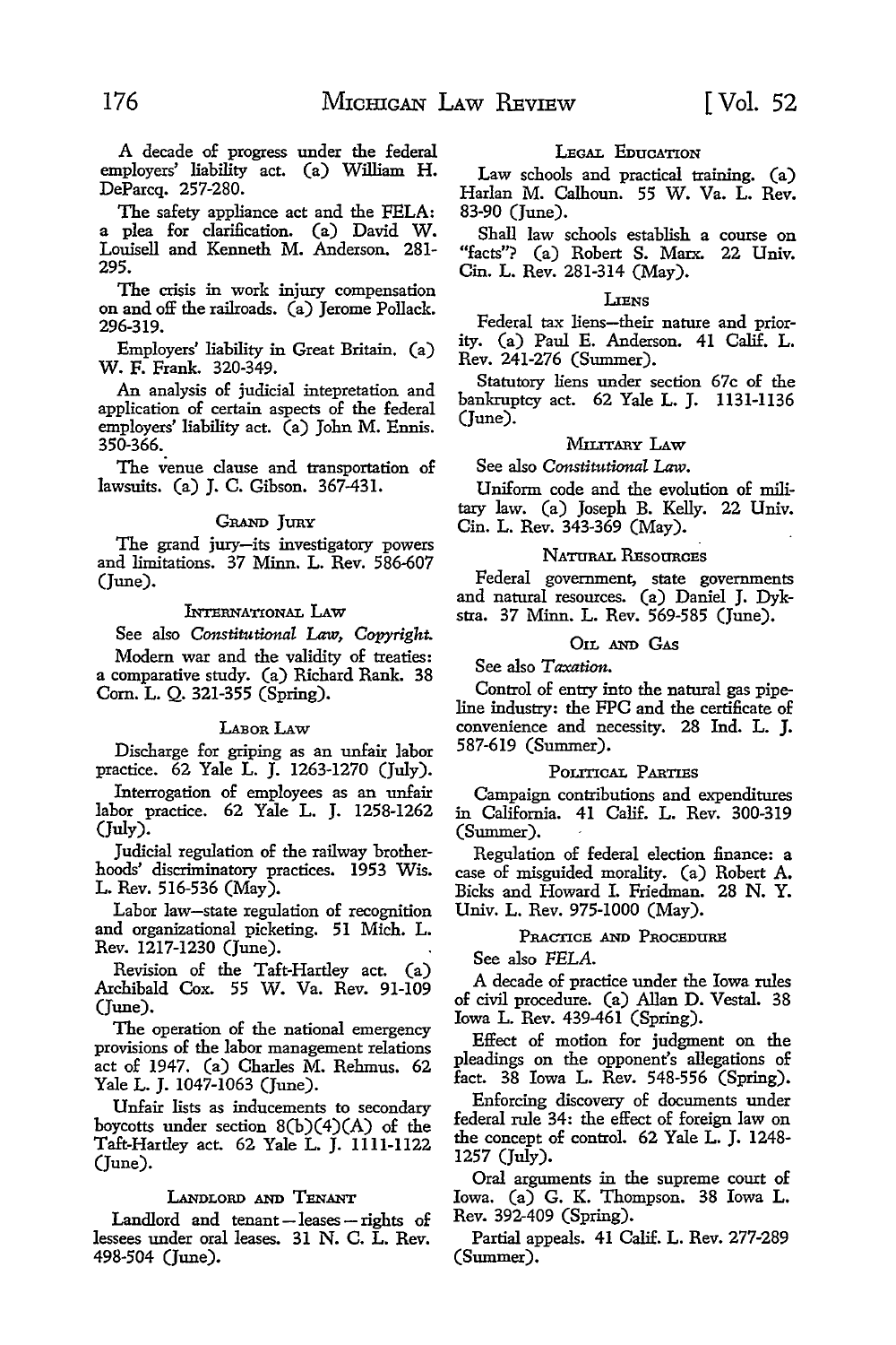A decade of progress under the federal employers' liability act. (a) William H. DeParcq. 257-280.

The safety appliance act and the FELA: a plea for clarification. (a) David W. Louisell and Kenneth M. Anderson. 281-295.

The crisis in work injury compensation on and off the railroads. (a) Jerome Pollack. 296-319.

Employers' liability in Great Britain. (a) W. F. Frank. 320-349.

An analysis of judicial intepretation and application of certain aspects of the federal employers' liability act. (a) John M. Ennis. 350-366.

The venue clause and transportation of lawsuits. (a) J. C. Gibson. 367-431.

### Grand Jury

The grand jury—its investigatory powers and limitations. 37 Minn. L. Rev. 586-607 (June).

### International Law

See also *Constitutional Law, Copyright.*

Modern war and the validity of treaties: a comparative study. (a) Richard Rank. 38 Corn. L. Q. 321-355 (Spring).

### Labor Law

Discharge for griping as an unfair labor practice. 62 Yale L. J. 1263-1270 (July).

Interrogation of employees as an unfair labor practice. 62 Yale L. J. 1258-1262 (July).

Judicial regulation of the railway brotherhoods' discriminatory practices. 1953 Wis. L. Rev. 516-536 (May).

Labor law—state regulation of recognition and organizational picketing. 51 Mich. L. Rev. 1217-1230 (June).

Revision of the Taft-Hartley act. (a) Archibald Cox. 55 W. Va. Rev. 91-109 (June).

The operation of the national emergency provisions of the labor management relations act of 1947. (a) Charles M. Rehmus. 62 Yale L. J. 1047-1063 (June).

Unfair lists as inducements to secondary boycotts under section 8(b)(4)(A) of the Taft-Hartley act. 62 Yale L. J. 1111-1122 (June).

### Landlord and Tenant

Landlord and tenant—leases—rights of lessees under oral leases. 31 N. C. L. Rev. 498-504 (June).

### Legal Education

Law schools and practical training. (a) Harlan M. Calhoun. 55 W. Va. L. Rev. 83-90 (June).

Shall law schools establish a course on "facts"? (a) Robert S. Marx. 22 Univ. Cin. L. Rev. 281-314 (May).

### Liens

Federal tax liens—their nature and priority. (a) Paul E. Anderson. 41 Calif. L. Rev. 241-276 (Summer).

Statutory liens under section 67c of the bankruptcy act. 62 Yale L. J. 1131-1136 (June).

### Military Law

See also *Constitutional Law.*

Uniform code and the evolution of military law. (a) Joseph B. Kelly. 22 Univ. Cin. L. Rev. 343-369 (May).

### Natural Resources

Federal government, state governments and natural resources. (a) Daniel J. Dykstra. 37 Minn. L. Rev. 569-585 (June).

### Oil and Gas

See also *Taxation.*

Control of entry into the natural gas pipeline industry: the FPC and the certificate of convenience and necessity. 28 Ind. L. J. 587-619 (Summer).

### Political Parties

Campaign contributions and expenditures in California. 41 Calif. L. Rev. 300-319 (Summer).

Regulation of federal election finance: a case of misguided morality. (a) Robert A. Bicks and Howard I. Friedman. 28 N. Y. Univ. L. Rev. 975-1000 (May).

### Practice and Procedure

See also *FELA.*

A decade of practice under the Iowa rules of civil procedure. (a) Allan D. Vestal. 38 Iowa L. Rev. 439-461 (Spring).

Effect of motion for judgment on the pleadings on the opponent's allegations of fact. 38 Iowa L. Rev. 548-556 (Spring).

Enforcing discovery of documents under federal rule 34: the effect of foreign law on the concept of control. 62 Yale L. J. 1248-1257 (July).

Oral arguments in the supreme court of Iowa. (a) G. K. Thompson. 38 Iowa L. Rev. 392-409 (Spring).

Partial appeals. 41 Calif. L. Rev. 277-289 (Summer).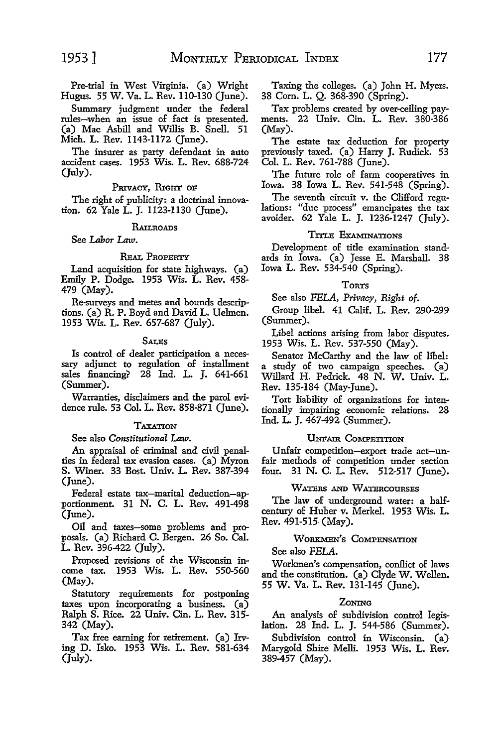Pre-trial in West Virginia. (a) Wright Hugus. 55 W. Va. L. Rev. 110-130 (June).

Summary judgment under the federal rules—when an issue of fact is presented. (a) Mac Asbill and Willis B. Snell. 51 Mich. L. Rev. 1143-1172 (June).

The insurer as party defendant in auto accident cases. 1953 Wis. L. Rev. 688-724 (July).

### Privacy, Right of

The right of publicity: a doctrinal innovation. 62 Yale L. J. 1123-1130 (June).

### Railroads

See *Labor Law*.

### Real Property

Land acquisition for state highways. (a) Emily P. Dodge. 1953 Wis. L. Rev. 458-479 (May).

Re-surveys and metes and bounds descriptions. (a) R. P. Boyd and David L. Uelmen. 1953 Wis. L. Rev. 657-687 (July).

### Sales

Is control of dealer participation a necessary adjunct to regulation of installment sales financing? 28 Ind. L. J. 641-661 (Summer).

Warranties, disclaimers and the parol evidence rule. 53 Col. L. Rev. 858-871 (June).

### Taxation

See also *Constitutional Law*.

An appraisal of criminal and civil penalties in federal tax evasion cases. (a) Myron S. Winer. 33 Bost. Univ. L. Rev. 387-394 (June).

Federal estate tax—marital deduction—apportionment. 31 N. C. L. Rev. 491-498 (June).

Oil and taxes—some problems and proposals. (a) Richard C. Bergen. 26 So. Cal. L. Rev. 396-422 (July).

Proposed revisions of the Wisconsin income tax. 1953 Wis. L. Rev. 550-560 (May).

Statutory requirements for postponing taxes upon incorporating a business. (a) Ralph S. Rice. 22 Univ. Cin. L. Rev. 315-342 (May).

Tax free earning for retirement. (a) Irving D. Isko. 1953 Wis. L. Rev. 581-634 (July).

Taxing the colleges. (a) John H. Myers. 38 Corn. L. Q. 368-390 (Spring).

Tax problems created by over-ceiling payments. 22 Univ. Cin. L. Rev. 380-386 (May).

The estate tax deduction for property previously taxed. (a) Harry J. Rudick. 53 Col. L. Rev. 761-788 (June).

The future role of farm cooperatives in Iowa. 38 Iowa L. Rev. 541-548 (Spring).

The seventh circuit v. the Clifford regulations: "due process" emancipates the tax avoider. 62 Yale L. J. 1236-1247 (July).

### Title Examinations

Development of title examination standards in Iowa. (a) Jesse E. Marshall. 38 Iowa L. Rev. 534-540 (Spring).

### Torts

See also *FELA, Privacy, Right of*.

Group libel. 41 Calif. L. Rev. 290-299 (Summer).

Libel actions arising from labor disputes. 1953 Wis. L. Rev. 537-550 (May).

Senator McCarthy and the law of libel: a study of two campaign speeches. (a) Willard H. Pedrick. 48 N. W. Univ. L. Rev. 135-184 (May-June).

Tort liability of organizations for intentionally impairing economic relations. 28 Ind. L. J. 467-492 (Summer).

### Unfair Competition

Unfair competition—export trade act—unfair methods of competition under section four. 31 N. C. L. Rev. 512-517 (June).

### Waters and Watercourses

The law of underground water: a half-century of Huber v. Merkel. 1953 Wis. L. Rev. 491-515 (May).

### Workmen's Compensation

See also *FELA*.

Workmen's compensation, conflict of laws and the constitution. (a) Clyde W. Wellen. 55 W. Va. L. Rev. 131-145 (June).

### Zoning

An analysis of subdivision control legislation. 28 Ind. L. J. 544-586 (Summer).

Subdivision control in Wisconsin. (a) Marygold Shire Melli. 1953 Wis. L. Rev. 389-457 (May).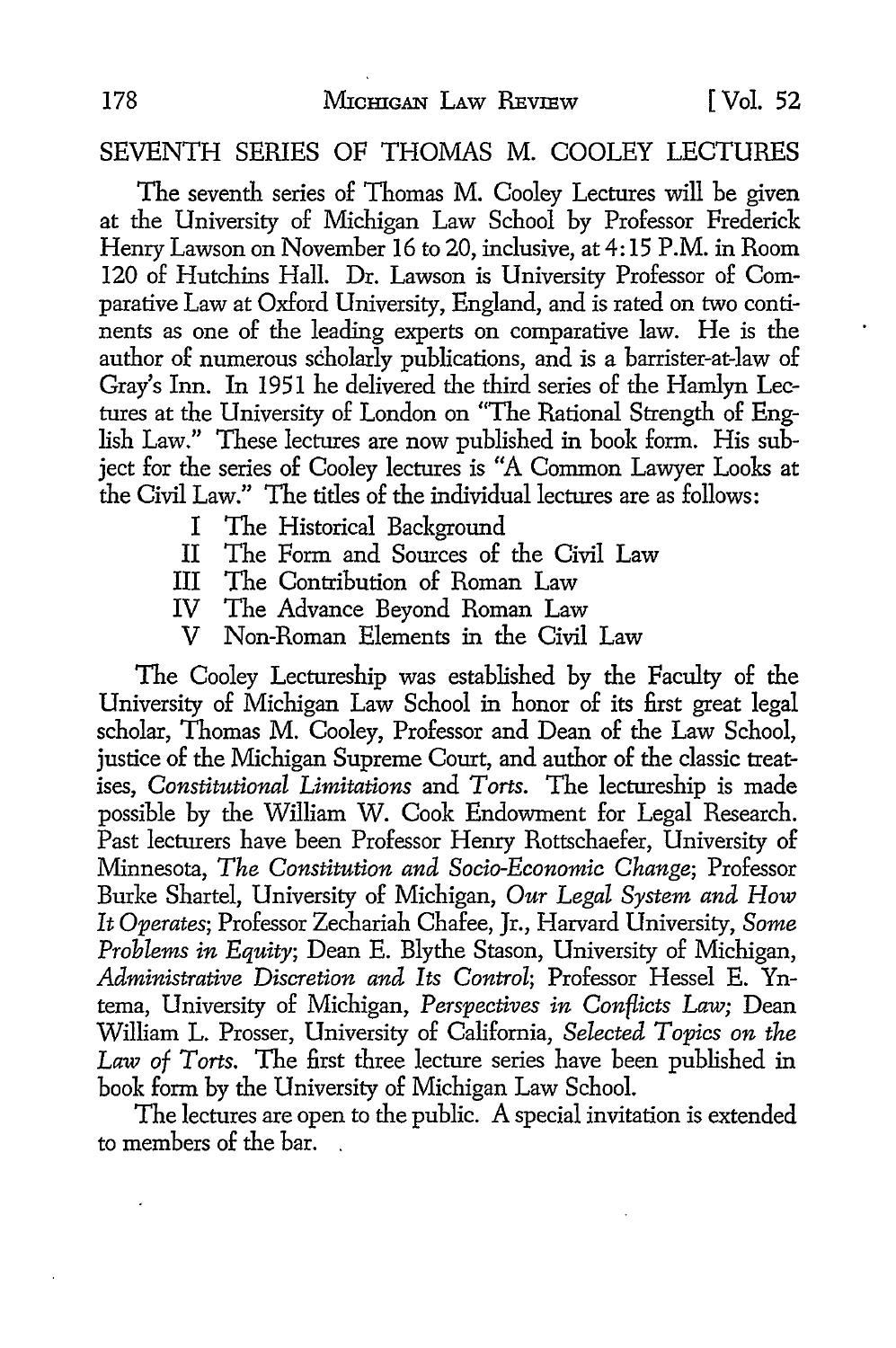## SEVENTH SERIES OF THOMAS M. COOLEY LECTURES

The seventh series of Thomas M. Cooley Lectures will be given at the University of Michigan Law School by Professor Frederick Henry Lawson on November 16 to 20, inclusive, at 4:15 P.M. in Room 120 of Hutchins Hall. Dr. Lawson is University Professor of Comparative Law at Oxford University, England, and is rated on two continents as one of the leading experts on comparative law. He is the author of numerous scholarly publications, and is a barrister-at-law of Gray's Inn. In 1951 he delivered the third series of the Hamlyn Lectures at the University of London on "The Rational Strength of English Law." These lectures are now published in book form. His subject for the series of Cooley lectures is "A Common Lawyer Looks at the Civil Law." The titles of the individual lectures are as follows:

- I The Historical Background
- II The Form and Sources of the Civil Law
- III The Contribution of Roman Law
- IV The Advance Beyond Roman Law
- V Non-Roman Elements in the Civil Law

The Cooley Lectureship was established by the Faculty of the University of Michigan Law School in honor of its first great legal scholar, Thomas M. Cooley, Professor and Dean of the Law School, justice of the Michigan Supreme Court, and author of the classic treatises, *Constitutional Limitations* and *Torts*. The lectureship is made possible by the William W. Cook Endowment for Legal Research. Past lecturers have been Professor Henry Rottschaefer, University of Minnesota, *The Constitution and Socio-Economic Change*; Professor Burke Shartel, University of Michigan, *Our Legal System and How It Operates*; Professor Zechariah Chafee, Jr., Harvard University, *Some Problems in Equity*; Dean E. Blythe Stason, University of Michigan, *Administrative Discretion and Its Control*; Professor Hessel E. Yntema, University of Michigan, *Perspectives in Conflicts Law;* Dean William L. Prosser, University of California, *Selected Topics on the Law of Torts*. The first three lecture series have been published in book form by the University of Michigan Law School.

The lectures are open to the public. A special invitation is extended to members of the bar.